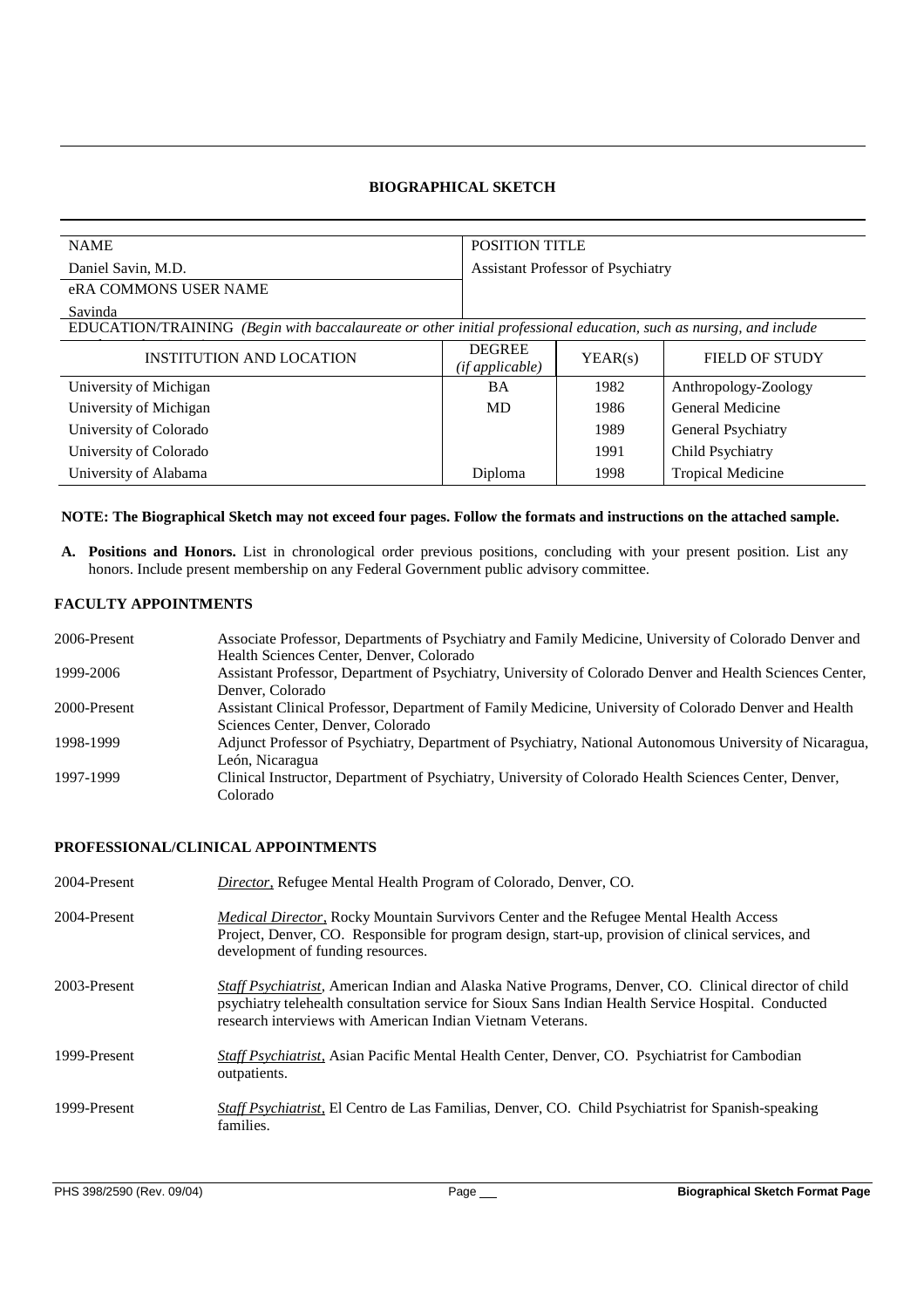## BIOGRAPHICAL SKETCH

| NAME | POSITION TITLE |
|---|---|
| Daniel Savin, M.D. | Assistant Professor of Psychiatry |
| eRA COMMONS USER NAME | |
| Savinda | |

EDUCATION/TRAINING *(Begin with baccalaureate or other initial professional education, such as nursing, and include*

| INSTITUTION AND LOCATION | DEGREE *(if applicable)* | YEAR(s) | FIELD OF STUDY |
|---|---|---|---|
| University of Michigan | BA | 1982 | Anthropology-Zoology |
| University of Michigan | MD | 1986 | General Medicine |
| University of Colorado | | 1989 | General Psychiatry |
| University of Colorado | | 1991 | Child Psychiatry |
| University of Alabama | Diploma | 1998 | Tropical Medicine |

**NOTE: The Biographical Sketch may not exceed four pages. Follow the formats and instructions on the attached sample.**

**A. Positions and Honors.** List in chronological order previous positions, concluding with your present position. List any honors. Include present membership on any Federal Government public advisory committee.

### FACULTY APPOINTMENTS

2006-Present — Associate Professor, Departments of Psychiatry and Family Medicine, University of Colorado Denver and Health Sciences Center, Denver, Colorado

1999-2006 — Assistant Professor, Department of Psychiatry, University of Colorado Denver and Health Sciences Center, Denver, Colorado

2000-Present — Assistant Clinical Professor, Department of Family Medicine, University of Colorado Denver and Health Sciences Center, Denver, Colorado

1998-1999 — Adjunct Professor of Psychiatry, Department of Psychiatry, National Autonomous University of Nicaragua, León, Nicaragua

1997-1999 — Clinical Instructor, Department of Psychiatry, University of Colorado Health Sciences Center, Denver, Colorado

### PROFESSIONAL/CLINICAL APPOINTMENTS

2004-Present — *Director*, Refugee Mental Health Program of Colorado, Denver, CO.

2004-Present — *Medical Director*, Rocky Mountain Survivors Center and the Refugee Mental Health Access Project, Denver, CO. Responsible for program design, start-up, provision of clinical services, and development of funding resources.

2003-Present — *Staff Psychiatrist*, American Indian and Alaska Native Programs, Denver, CO. Clinical director of child psychiatry telehealth consultation service for Sioux Sans Indian Health Service Hospital. Conducted research interviews with American Indian Vietnam Veterans.

1999-Present — *Staff Psychiatrist*, Asian Pacific Mental Health Center, Denver, CO. Psychiatrist for Cambodian outpatients.

1999-Present — *Staff Psychiatrist*, El Centro de Las Familias, Denver, CO. Child Psychiatrist for Spanish-speaking families.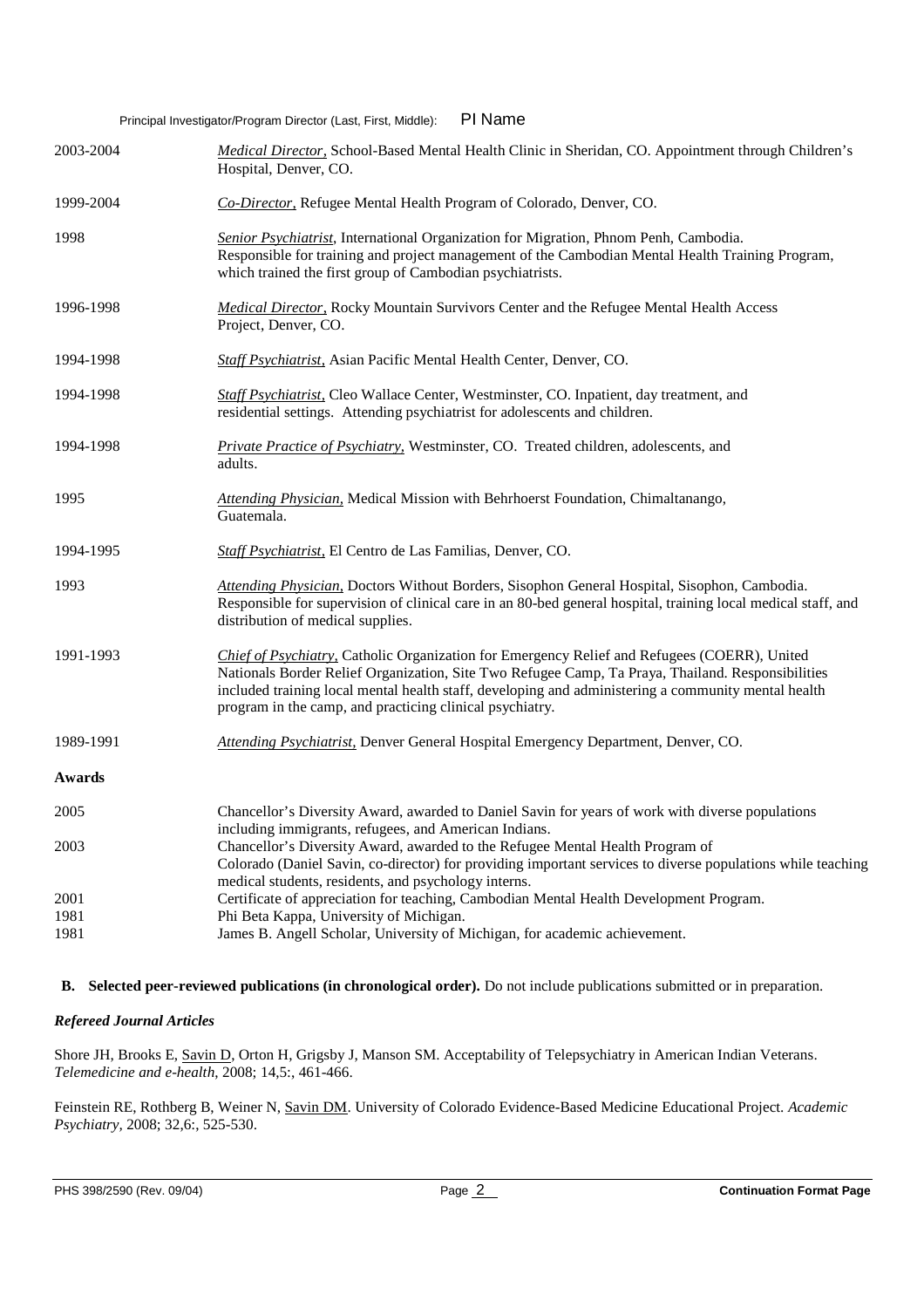2003-2004 *Medical Director*, School-Based Mental Health Clinic in Sheridan, CO. Appointment through Children's Hospital, Denver, CO.

1999-2004 *Co-Director*, Refugee Mental Health Program of Colorado, Denver, CO.

1998 *Senior Psychiatrist*, International Organization for Migration, Phnom Penh, Cambodia. Responsible for training and project management of the Cambodian Mental Health Training Program, which trained the first group of Cambodian psychiatrists.

1996-1998 *Medical Director*, Rocky Mountain Survivors Center and the Refugee Mental Health Access Project, Denver, CO.

1994-1998 *Staff Psychiatrist*, Asian Pacific Mental Health Center, Denver, CO.

1994-1998 *Staff Psychiatrist*, Cleo Wallace Center, Westminster, CO. Inpatient, day treatment, and residential settings. Attending psychiatrist for adolescents and children.

1994-1998 *Private Practice of Psychiatry*, Westminster, CO. Treated children, adolescents, and adults.

1995 *Attending Physician*, Medical Mission with Behrhoerst Foundation, Chimaltanango, Guatemala.

1994-1995 *Staff Psychiatrist*, El Centro de Las Familias, Denver, CO.

1993 *Attending Physician*, Doctors Without Borders, Sisophon General Hospital, Sisophon, Cambodia. Responsible for supervision of clinical care in an 80-bed general hospital, training local medical staff, and distribution of medical supplies.

1991-1993 *Chief of Psychiatry*, Catholic Organization for Emergency Relief and Refugees (COERR), United Nationals Border Relief Organization, Site Two Refugee Camp, Ta Praya, Thailand. Responsibilities included training local mental health staff, developing and administering a community mental health program in the camp, and practicing clinical psychiatry.

1989-1991 *Attending Psychiatrist*, Denver General Hospital Emergency Department, Denver, CO.

**Awards**

2005 Chancellor's Diversity Award, awarded to Daniel Savin for years of work with diverse populations including immigrants, refugees, and American Indians.

2003 Chancellor's Diversity Award, awarded to the Refugee Mental Health Program of Colorado (Daniel Savin, co-director) for providing important services to diverse populations while teaching medical students, residents, and psychology interns.

2001 Certificate of appreciation for teaching, Cambodian Mental Health Development Program.

1981 Phi Beta Kappa, University of Michigan.

1981 James B. Angell Scholar, University of Michigan, for academic achievement.

**B. Selected peer-reviewed publications (in chronological order).** Do not include publications submitted or in preparation.

***Refereed Journal Articles***

Shore JH, Brooks E, Savin D, Orton H, Grigsby J, Manson SM. Acceptability of Telepsychiatry in American Indian Veterans. *Telemedicine and e-health*, 2008; 14,5:, 461-466.

Feinstein RE, Rothberg B, Weiner N, Savin DM. University of Colorado Evidence-Based Medicine Educational Project. *Academic Psychiatry*, 2008; 32,6:, 525-530.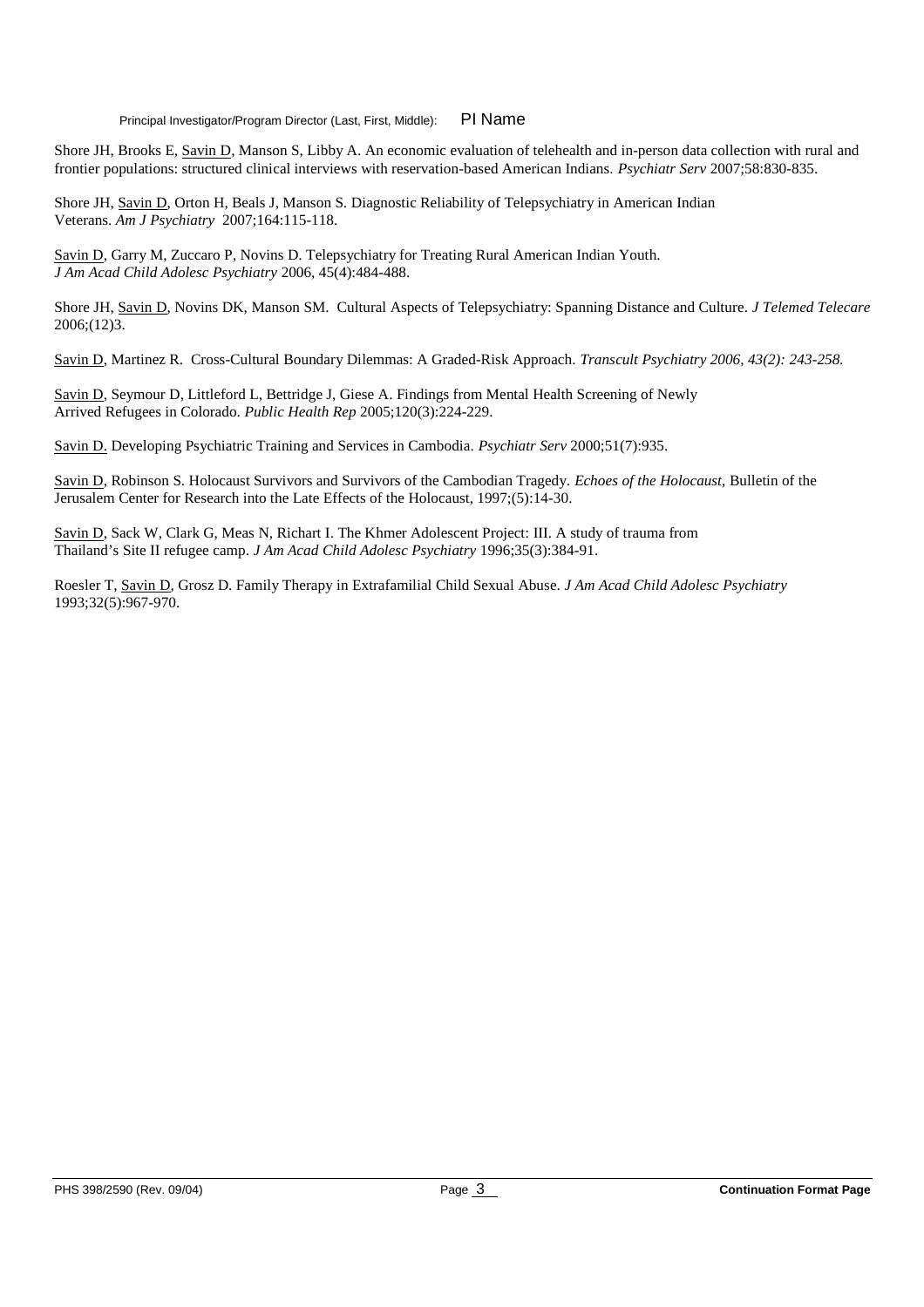Shore JH, Brooks E, Savin D, Manson S, Libby A. An economic evaluation of telehealth and in-person data collection with rural and frontier populations: structured clinical interviews with reservation-based American Indians. *Psychiatr Serv* 2007;58:830-835.

Shore JH, Savin D, Orton H, Beals J, Manson S. Diagnostic Reliability of Telepsychiatry in American Indian Veterans. *Am J Psychiatry* 2007;164:115-118.

Savin D, Garry M, Zuccaro P, Novins D. Telepsychiatry for Treating Rural American Indian Youth. *J Am Acad Child Adolesc Psychiatry* 2006, 45(4):484-488.

Shore JH, Savin D, Novins DK, Manson SM. Cultural Aspects of Telepsychiatry: Spanning Distance and Culture. *J Telemed Telecare* 2006;(12)3.

Savin D, Martinez R. Cross-Cultural Boundary Dilemmas: A Graded-Risk Approach. *Transcult Psychiatry 2006, 43(2): 243-258.*

Savin D, Seymour D, Littleford L, Bettridge J, Giese A. Findings from Mental Health Screening of Newly Arrived Refugees in Colorado. *Public Health Rep* 2005;120(3):224-229.

Savin D. Developing Psychiatric Training and Services in Cambodia. *Psychiatr Serv* 2000;51(7):935.

Savin D, Robinson S. Holocaust Survivors and Survivors of the Cambodian Tragedy. *Echoes of the Holocaust,* Bulletin of the Jerusalem Center for Research into the Late Effects of the Holocaust, 1997;(5):14-30.

Savin D, Sack W, Clark G, Meas N, Richart I. The Khmer Adolescent Project: III. A study of trauma from Thailand's Site II refugee camp. *J Am Acad Child Adolesc Psychiatry* 1996;35(3):384-91.

Roesler T, Savin D, Grosz D. Family Therapy in Extrafamilial Child Sexual Abuse. *J Am Acad Child Adolesc Psychiatry* 1993;32(5):967-970.